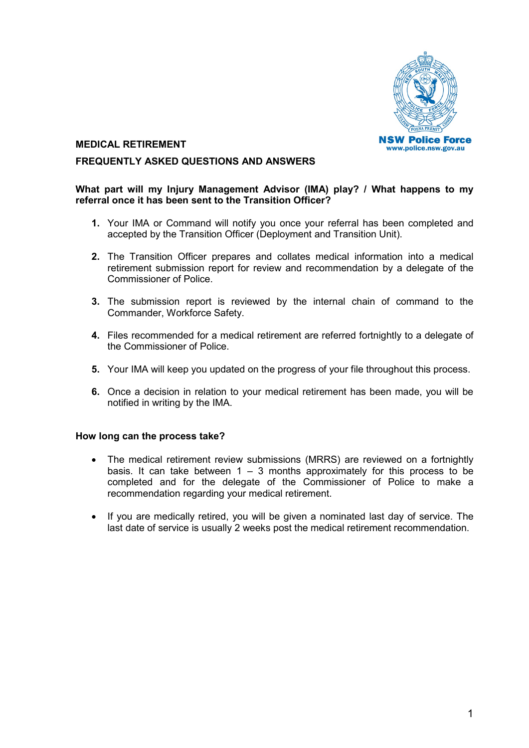# MEDICAL RETIREMENT

## FREQUENTLY ASKED QUESTIONS AND ANSWERS

**What part will my Injury Management Advisor (IMA) play? / What happens to my referral once it has been sent to the Transition Officer?**

1. Your IMA or Command will notify you once your referral has been completed and accepted by the Transition Officer (Deployment and Transition Unit).
2. The Transition Officer prepares and collates medical information into a medical retirement submission report for review and recommendation by a delegate of the Commissioner of Police.
3. The submission report is reviewed by the internal chain of command to the Commander, Workforce Safety.
4. Files recommended for a medical retirement are referred fortnightly to a delegate of the Commissioner of Police.
5. Your IMA will keep you updated on the progress of your file throughout this process.
6. Once a decision in relation to your medical retirement has been made, you will be notified in writing by the IMA.

**How long can the process take?**

- The medical retirement review submissions (MRRS) are reviewed on a fortnightly basis. It can take between 1 – 3 months approximately for this process to be completed and for the delegate of the Commissioner of Police to make a recommendation regarding your medical retirement.
- If you are medically retired, you will be given a nominated last day of service. The last date of service is usually 2 weeks post the medical retirement recommendation.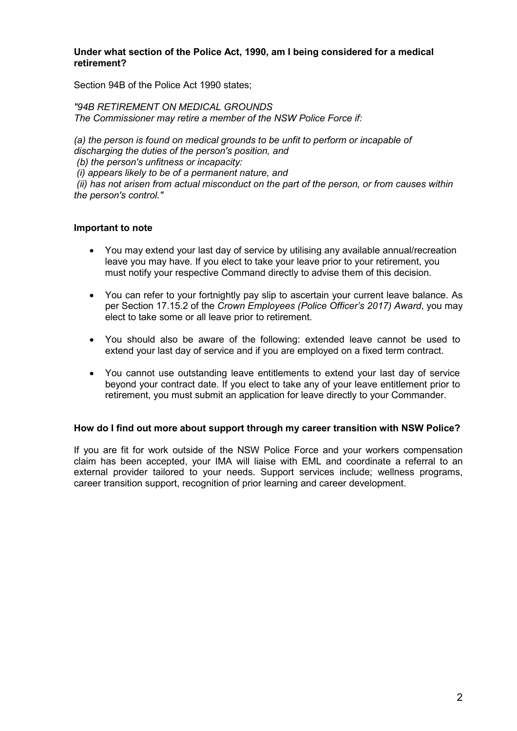**Under what section of the Police Act, 1990, am I being considered for a medical retirement?**

Section 94B of the Police Act 1990 states;

*"94B RETIREMENT ON MEDICAL GROUNDS*
*The Commissioner may retire a member of the NSW Police Force if:*

*(a) the person is found on medical grounds to be unfit to perform or incapable of discharging the duties of the person's position, and*
*(b) the person's unfitness or incapacity:*
*(i) appears likely to be of a permanent nature, and*
*(ii) has not arisen from actual misconduct on the part of the person, or from causes within the person's control."*

**Important to note**

- You may extend your last day of service by utilising any available annual/recreation leave you may have. If you elect to take your leave prior to your retirement, you must notify your respective Command directly to advise them of this decision.

- You can refer to your fortnightly pay slip to ascertain your current leave balance. As per Section 17.15.2 of the *Crown Employees (Police Officer's 2017) Award*, you may elect to take some or all leave prior to retirement.

- You should also be aware of the following: extended leave cannot be used to extend your last day of service and if you are employed on a fixed term contract.

- You cannot use outstanding leave entitlements to extend your last day of service beyond your contract date. If you elect to take any of your leave entitlement prior to retirement, you must submit an application for leave directly to your Commander.

**How do I find out more about support through my career transition with NSW Police?**

If you are fit for work outside of the NSW Police Force and your workers compensation claim has been accepted, your IMA will liaise with EML and coordinate a referral to an external provider tailored to your needs. Support services include; wellness programs, career transition support, recognition of prior learning and career development.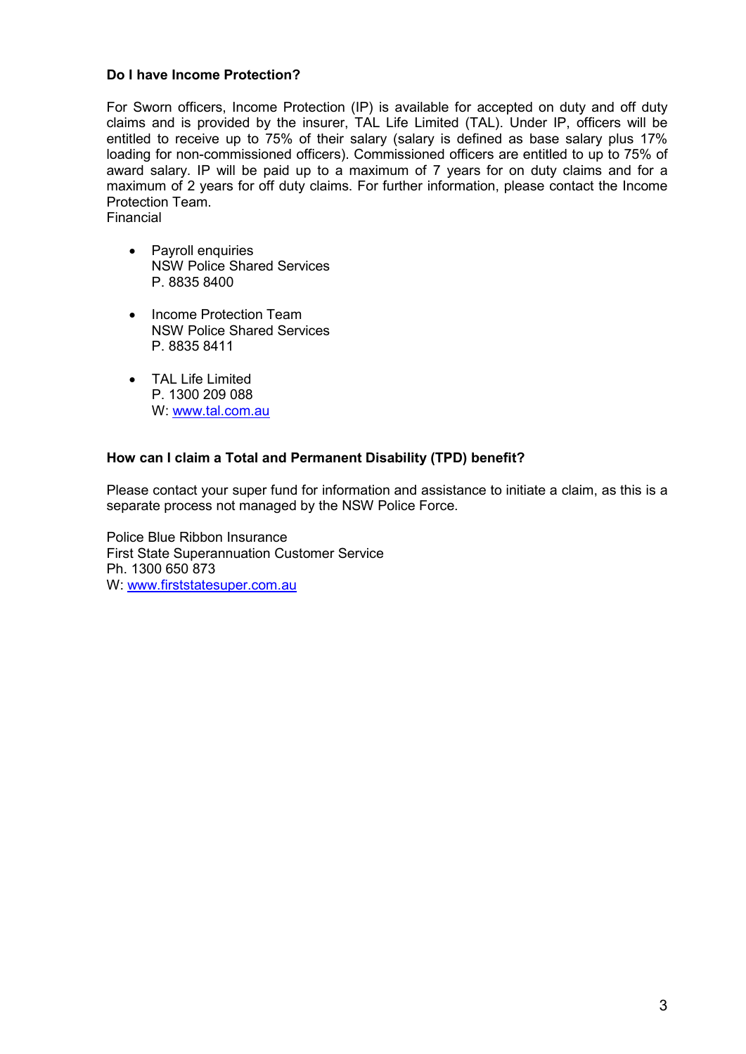**Do I have Income Protection?**

For Sworn officers, Income Protection (IP) is available for accepted on duty and off duty claims and is provided by the insurer, TAL Life Limited (TAL). Under IP, officers will be entitled to receive up to 75% of their salary (salary is defined as base salary plus 17% loading for non-commissioned officers). Commissioned officers are entitled to up to 75% of award salary. IP will be paid up to a maximum of 7 years for on duty claims and for a maximum of 2 years for off duty claims. For further information, please contact the Income Protection Team.
Financial

- Payroll enquiries
  NSW Police Shared Services
  P. 8835 8400

- Income Protection Team
  NSW Police Shared Services
  P. 8835 8411

- TAL Life Limited
  P. 1300 209 088
  W: www.tal.com.au

**How can I claim a Total and Permanent Disability (TPD) benefit?**

Please contact your super fund for information and assistance to initiate a claim, as this is a separate process not managed by the NSW Police Force.

Police Blue Ribbon Insurance
First State Superannuation Customer Service
Ph. 1300 650 873
W: www.firststatesuper.com.au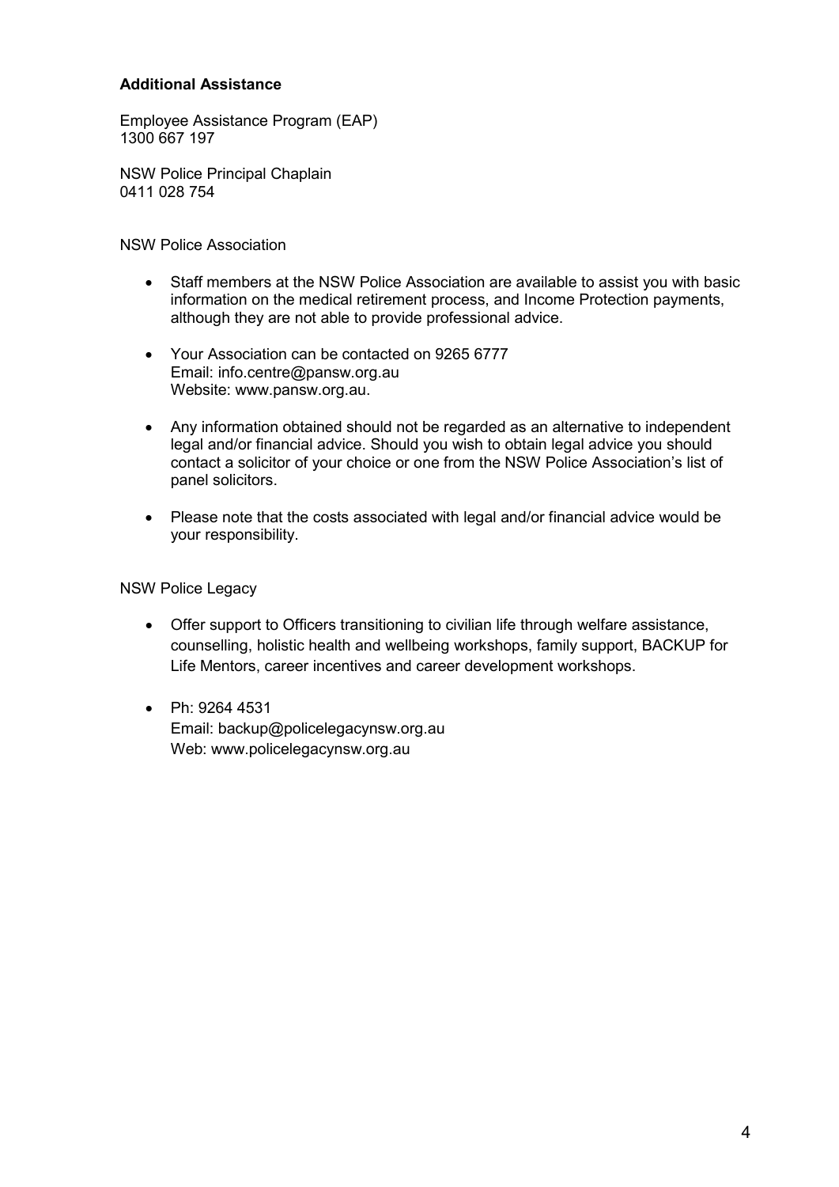## Additional Assistance

Employee Assistance Program (EAP)
1300 667 197

NSW Police Principal Chaplain
0411 028 754

NSW Police Association

- Staff members at the NSW Police Association are available to assist you with basic information on the medical retirement process, and Income Protection payments, although they are not able to provide professional advice.
- Your Association can be contacted on 9265 6777
  Email: info.centre@pansw.org.au
  Website: www.pansw.org.au.
- Any information obtained should not be regarded as an alternative to independent legal and/or financial advice. Should you wish to obtain legal advice you should contact a solicitor of your choice or one from the NSW Police Association's list of panel solicitors.
- Please note that the costs associated with legal and/or financial advice would be your responsibility.

NSW Police Legacy

- Offer support to Officers transitioning to civilian life through welfare assistance, counselling, holistic health and wellbeing workshops, family support, BACKUP for Life Mentors, career incentives and career development workshops.
- Ph: 9264 4531
  Email: backup@policelegacynsw.org.au
  Web: www.policelegacynsw.org.au